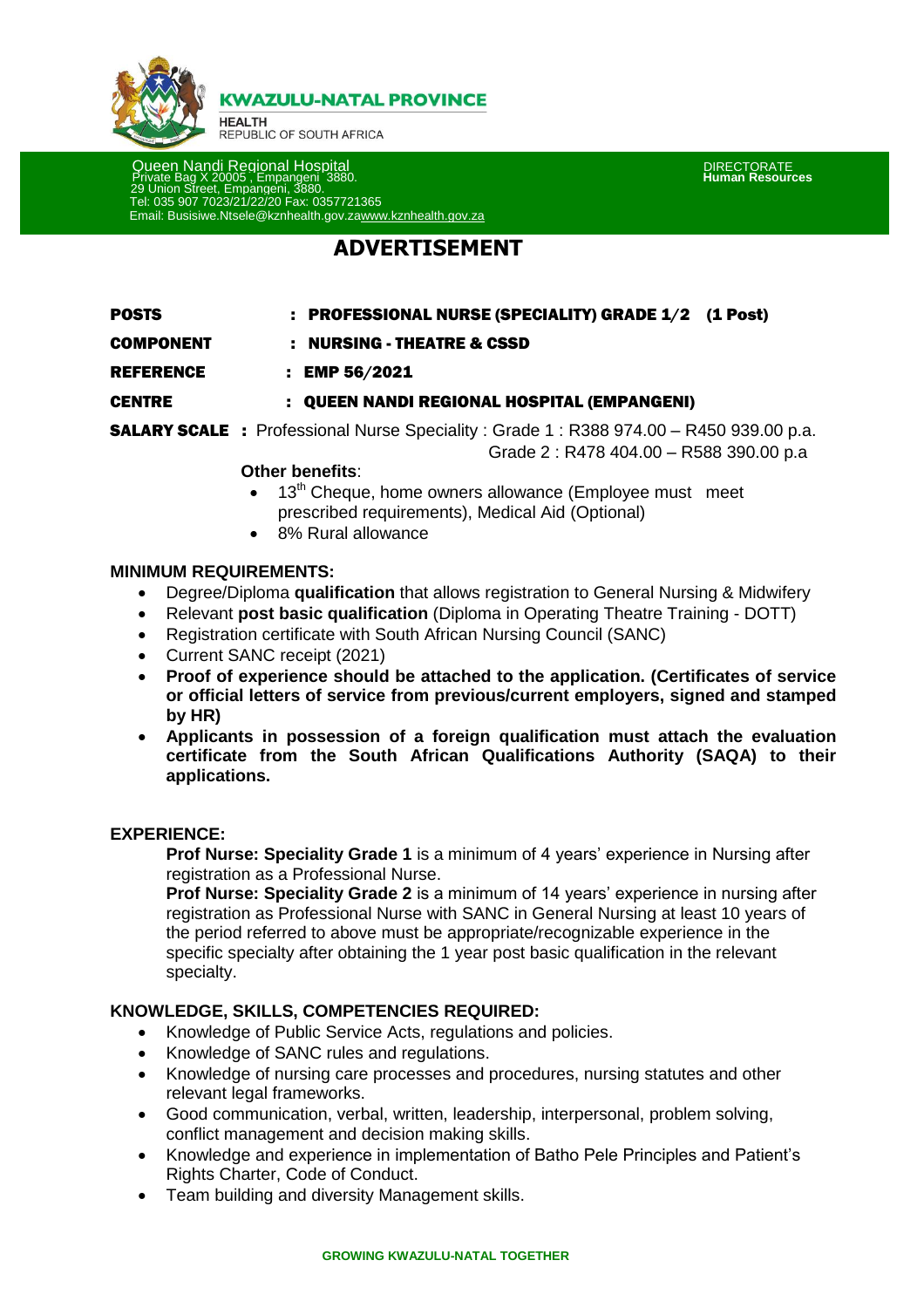**KWAZULU-NATAL PROVINCE**

HEALTH
REPUBLIC OF SOUTH AFRICA

Queen Nandi Regional Hospital
Private Bag X 20005 , Empangeni 3880.
29 Union Street, Empangeni, 3880.
Tel: 035 907 7023/21/22/20 Fax: 0357721365
Email: Busisiwe.Ntsele@kznhealth.gov.zawww.kznhealth.gov.za

DIRECTORATE
**Human Resources**

# ADVERTISEMENT

**POSTS** : **PROFESSIONAL NURSE (SPECIALITY) GRADE 1/2 (1 Post)**

**COMPONENT** : **NURSING - THEATRE & CSSD**

**REFERENCE** : **EMP 56/2021**

**CENTRE** : **QUEEN NANDI REGIONAL HOSPITAL (EMPANGENI)**

**SALARY SCALE** : Professional Nurse Speciality : Grade 1 : R388 974.00 – R450 939.00 p.a.
Grade 2 : R478 404.00 – R588 390.00 p.a

**Other benefits**:

- 13th Cheque, home owners allowance (Employee must meet prescribed requirements), Medical Aid (Optional)
- 8% Rural allowance

**MINIMUM REQUIREMENTS:**

- Degree/Diploma **qualification** that allows registration to General Nursing & Midwifery
- Relevant **post basic qualification** (Diploma in Operating Theatre Training - DOTT)
- Registration certificate with South African Nursing Council (SANC)
- Current SANC receipt (2021)
- **Proof of experience should be attached to the application. (Certificates of service or official letters of service from previous/current employers, signed and stamped by HR)**
- **Applicants in possession of a foreign qualification must attach the evaluation certificate from the South African Qualifications Authority (SAQA) to their applications.**

**EXPERIENCE:**

**Prof Nurse: Speciality Grade 1** is a minimum of 4 years' experience in Nursing after registration as a Professional Nurse.
**Prof Nurse: Speciality Grade 2** is a minimum of 14 years' experience in nursing after registration as Professional Nurse with SANC in General Nursing at least 10 years of the period referred to above must be appropriate/recognizable experience in the specific specialty after obtaining the 1 year post basic qualification in the relevant specialty.

**KNOWLEDGE, SKILLS, COMPETENCIES REQUIRED:**

- Knowledge of Public Service Acts, regulations and policies.
- Knowledge of SANC rules and regulations.
- Knowledge of nursing care processes and procedures, nursing statutes and other relevant legal frameworks.
- Good communication, verbal, written, leadership, interpersonal, problem solving, conflict management and decision making skills.
- Knowledge and experience in implementation of Batho Pele Principles and Patient's Rights Charter, Code of Conduct.
- Team building and diversity Management skills.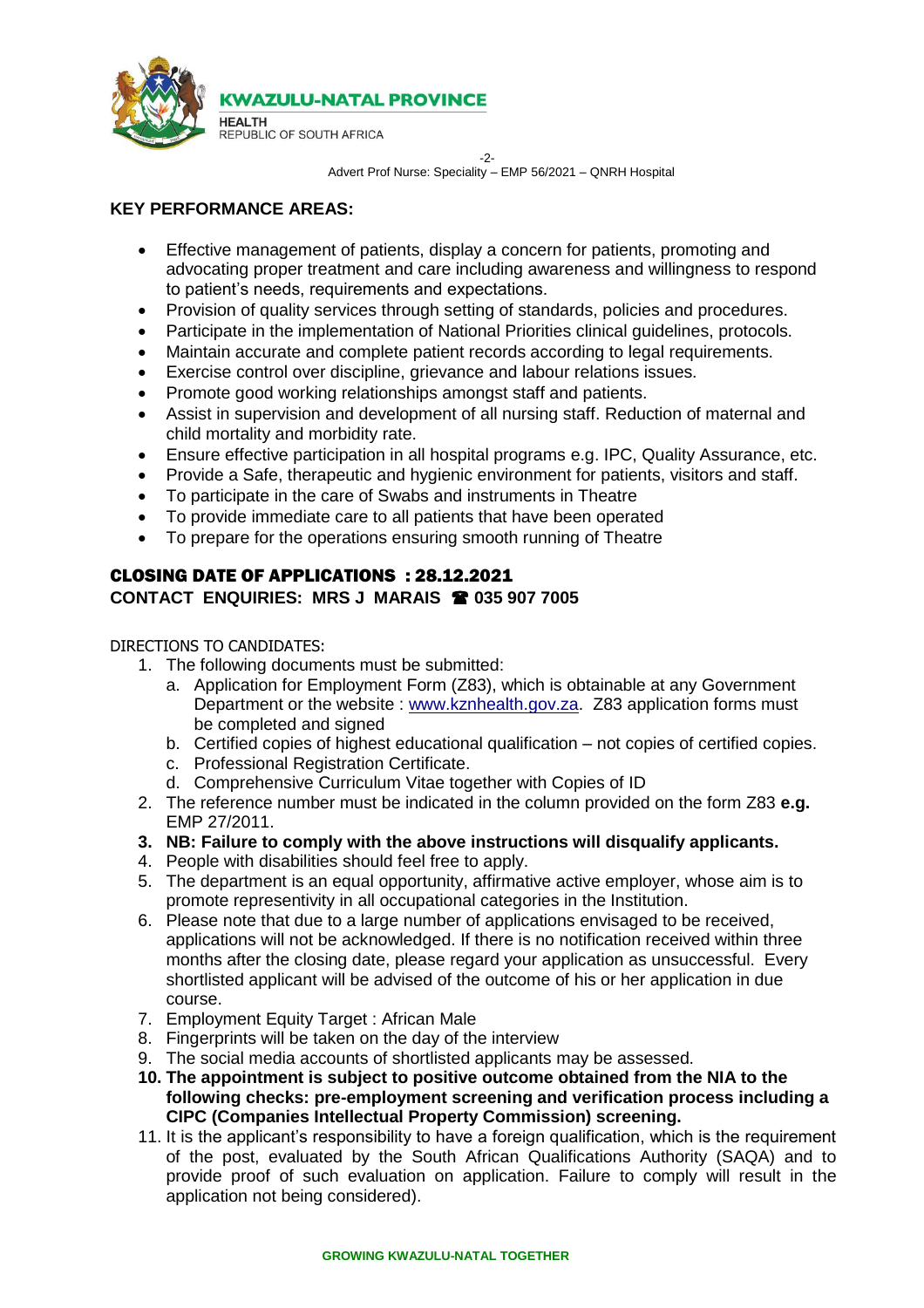## KEY PERFORMANCE AREAS:

- Effective management of patients, display a concern for patients, promoting and advocating proper treatment and care including awareness and willingness to respond to patient's needs, requirements and expectations.
- Provision of quality services through setting of standards, policies and procedures.
- Participate in the implementation of National Priorities clinical guidelines, protocols.
- Maintain accurate and complete patient records according to legal requirements.
- Exercise control over discipline, grievance and labour relations issues.
- Promote good working relationships amongst staff and patients.
- Assist in supervision and development of all nursing staff. Reduction of maternal and child mortality and morbidity rate.
- Ensure effective participation in all hospital programs e.g. IPC, Quality Assurance, etc.
- Provide a Safe, therapeutic and hygienic environment for patients, visitors and staff.
- To participate in the care of Swabs and instruments in Theatre
- To provide immediate care to all patients that have been operated
- To prepare for the operations ensuring smooth running of Theatre

**CLOSING DATE OF APPLICATIONS : 28.12.2021**
**CONTACT ENQUIRIES: MRS J MARAIS ☎ 035 907 7005**

DIRECTIONS TO CANDIDATES:

1. The following documents must be submitted:
   a. Application for Employment Form (Z83), which is obtainable at any Government Department or the website : www.kznhealth.gov.za. Z83 application forms must be completed and signed
   b. Certified copies of highest educational qualification – not copies of certified copies.
   c. Professional Registration Certificate.
   d. Comprehensive Curriculum Vitae together with Copies of ID
2. The reference number must be indicated in the column provided on the form Z83 **e.g.** EMP 27/2011.
3. **NB: Failure to comply with the above instructions will disqualify applicants.**
4. People with disabilities should feel free to apply.
5. The department is an equal opportunity, affirmative active employer, whose aim is to promote representivity in all occupational categories in the Institution.
6. Please note that due to a large number of applications envisaged to be received, applications will not be acknowledged. If there is no notification received within three months after the closing date, please regard your application as unsuccessful. Every shortlisted applicant will be advised of the outcome of his or her application in due course.
7. Employment Equity Target : African Male
8. Fingerprints will be taken on the day of the interview
9. The social media accounts of shortlisted applicants may be assessed.
10. **The appointment is subject to positive outcome obtained from the NIA to the following checks: pre-employment screening and verification process including a CIPC (Companies Intellectual Property Commission) screening.**
11. It is the applicant's responsibility to have a foreign qualification, which is the requirement of the post, evaluated by the South African Qualifications Authority (SAQA) and to provide proof of such evaluation on application. Failure to comply will result in the application not being considered).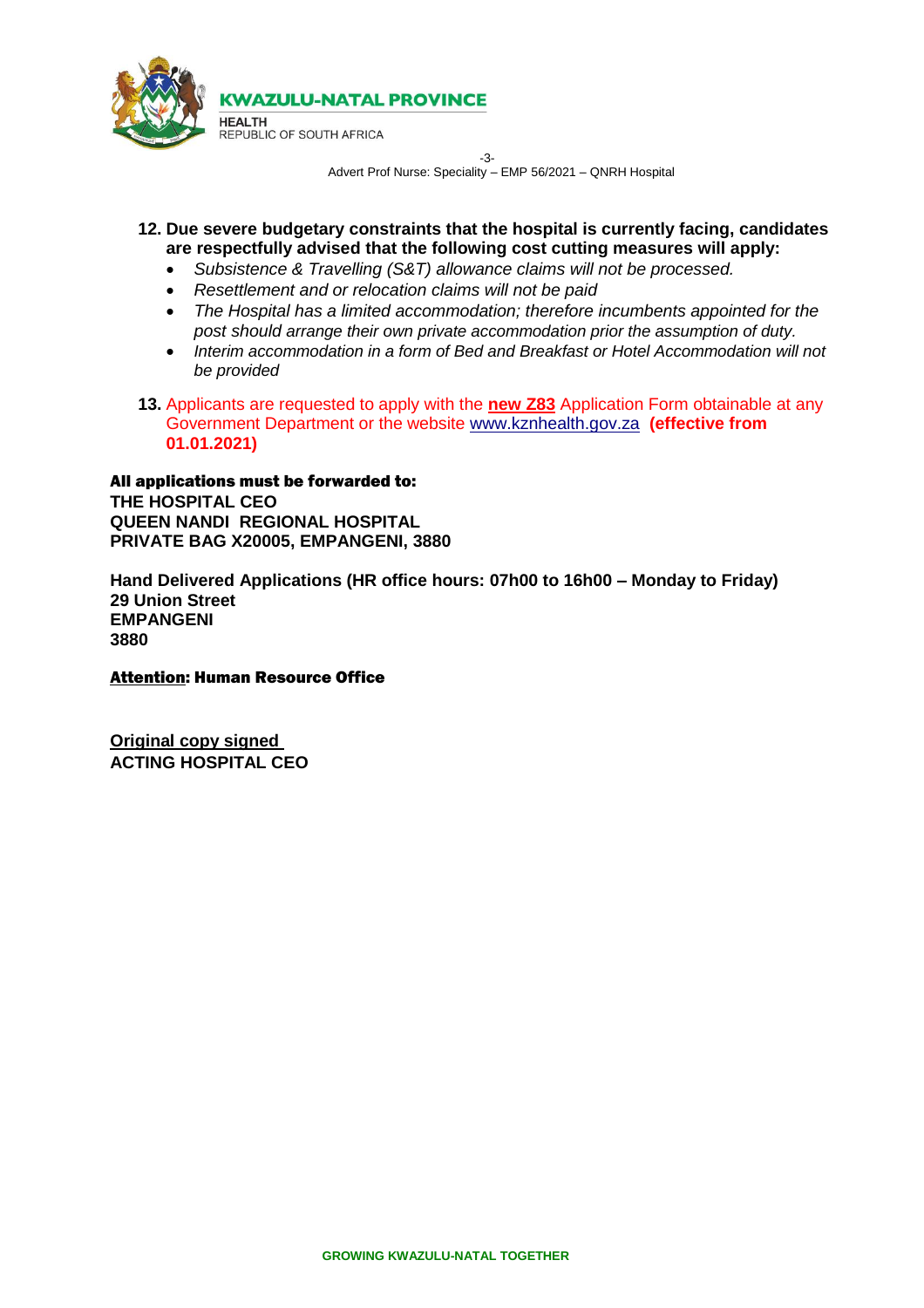12. **Due severe budgetary constraints that the hospital is currently facing, candidates are respectfully advised that the following cost cutting measures will apply:**
    - *Subsistence & Travelling (S&T) allowance claims will not be processed.*
    - *Resettlement and or relocation claims will not be paid*
    - *The Hospital has a limited accommodation; therefore incumbents appointed for the post should arrange their own private accommodation prior the assumption of duty.*
    - *Interim accommodation in a form of Bed and Breakfast or Hotel Accommodation will not be provided*

13. Applicants are requested to apply with the **new Z83** Application Form obtainable at any Government Department or the website www.kznhealth.gov.za **(effective from 01.01.2021)**

**All applications must be forwarded to:**
**THE HOSPITAL CEO**
**QUEEN NANDI REGIONAL HOSPITAL**
**PRIVATE BAG X20005, EMPANGENI, 3880**

**Hand Delivered Applications (HR office hours: 07h00 to 16h00 – Monday to Friday)**
**29 Union Street**
**EMPANGENI**
**3880**

**Attention: Human Resource Office**

**Original copy signed**
**ACTING HOSPITAL CEO**